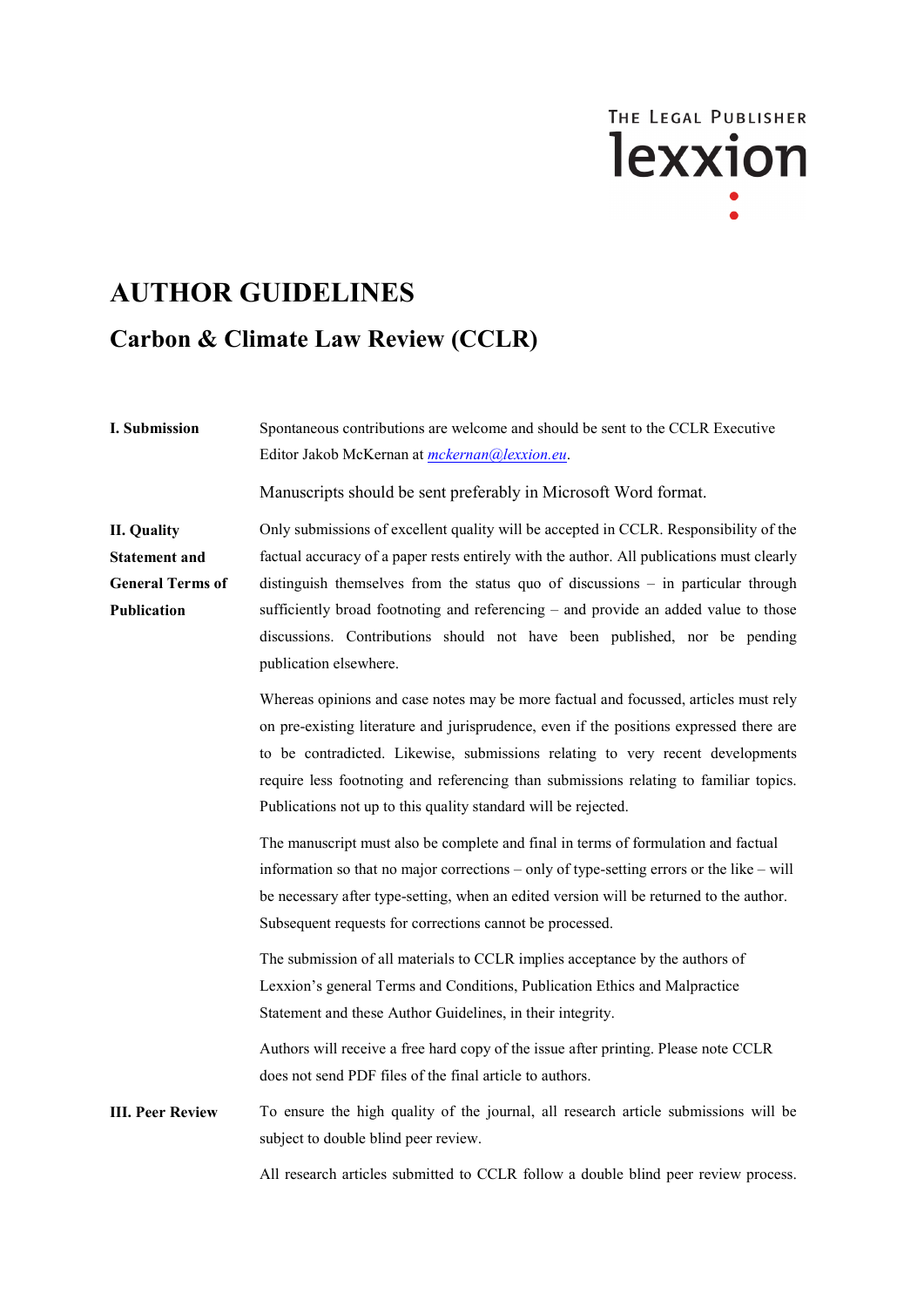THE LEGAL PUBLISHER lexxion

# AUTHOR GUIDELINES

## Carbon & Climate Law Review (CCLR)

**I. Submission**

Spontaneous contributions are welcome and should be sent to the CCLR Executive Editor Jakob McKernan at *mckernan@lexxion.eu*.

Manuscripts should be sent preferably in Microsoft Word format.

**II. Quality Statement and General Terms of Publication**

Only submissions of excellent quality will be accepted in CCLR. Responsibility of the factual accuracy of a paper rests entirely with the author. All publications must clearly distinguish themselves from the status quo of discussions – in particular through sufficiently broad footnoting and referencing – and provide an added value to those discussions. Contributions should not have been published, nor be pending publication elsewhere.

Whereas opinions and case notes may be more factual and focussed, articles must rely on pre-existing literature and jurisprudence, even if the positions expressed there are to be contradicted. Likewise, submissions relating to very recent developments require less footnoting and referencing than submissions relating to familiar topics. Publications not up to this quality standard will be rejected.

The manuscript must also be complete and final in terms of formulation and factual information so that no major corrections – only of type-setting errors or the like – will be necessary after type-setting, when an edited version will be returned to the author. Subsequent requests for corrections cannot be processed.

The submission of all materials to CCLR implies acceptance by the authors of Lexxion's general Terms and Conditions, Publication Ethics and Malpractice Statement and these Author Guidelines, in their integrity.

Authors will receive a free hard copy of the issue after printing. Please note CCLR does not send PDF files of the final article to authors.

**III. Peer Review**

To ensure the high quality of the journal, all research article submissions will be subject to double blind peer review.

All research articles submitted to CCLR follow a double blind peer review process.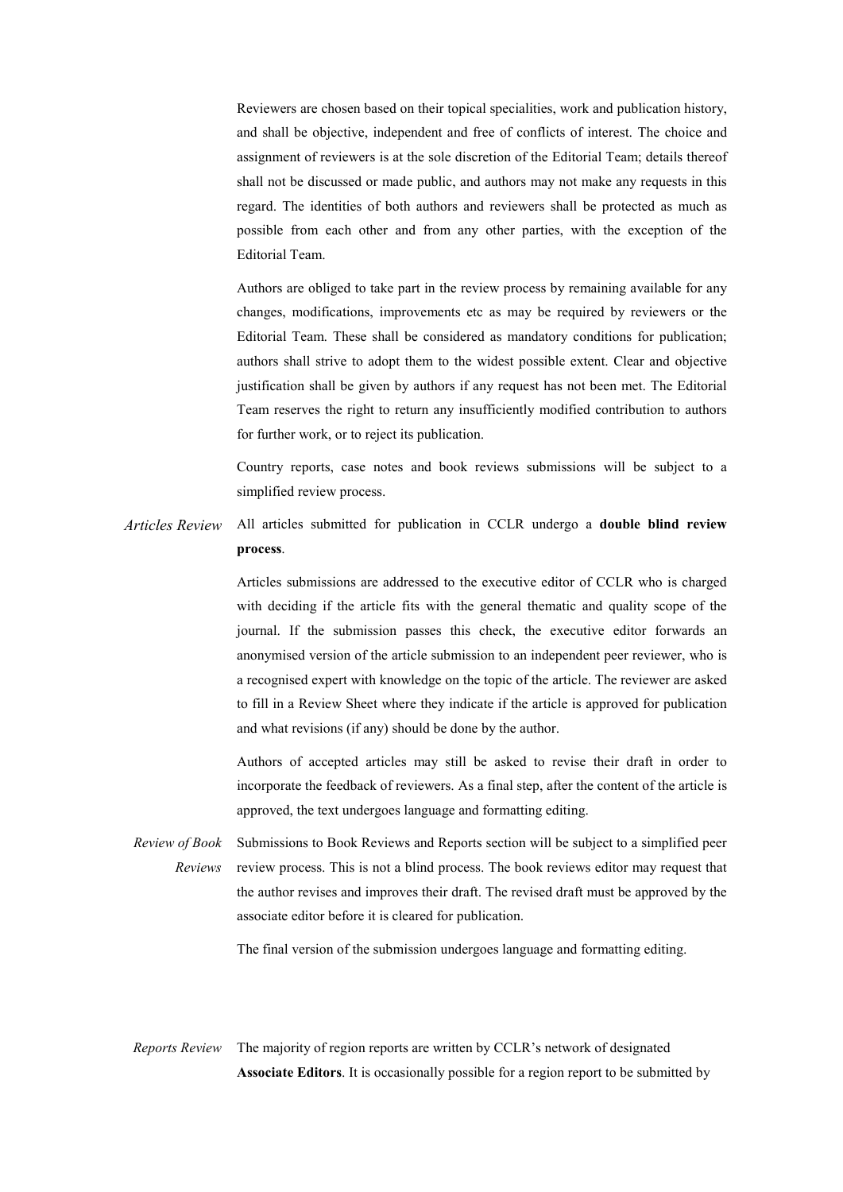Reviewers are chosen based on their topical specialities, work and publication history, and shall be objective, independent and free of conflicts of interest. The choice and assignment of reviewers is at the sole discretion of the Editorial Team; details thereof shall not be discussed or made public, and authors may not make any requests in this regard. The identities of both authors and reviewers shall be protected as much as possible from each other and from any other parties, with the exception of the Editorial Team.

Authors are obliged to take part in the review process by remaining available for any changes, modifications, improvements etc as may be required by reviewers or the Editorial Team. These shall be considered as mandatory conditions for publication; authors shall strive to adopt them to the widest possible extent. Clear and objective justification shall be given by authors if any request has not been met. The Editorial Team reserves the right to return any insufficiently modified contribution to authors for further work, or to reject its publication.

Country reports, case notes and book reviews submissions will be subject to a simplified review process.

*Articles Review*

All articles submitted for publication in CCLR undergo a **double blind review process**.

Articles submissions are addressed to the executive editor of CCLR who is charged with deciding if the article fits with the general thematic and quality scope of the journal. If the submission passes this check, the executive editor forwards an anonymised version of the article submission to an independent peer reviewer, who is a recognised expert with knowledge on the topic of the article. The reviewer are asked to fill in a Review Sheet where they indicate if the article is approved for publication and what revisions (if any) should be done by the author.

Authors of accepted articles may still be asked to revise their draft in order to incorporate the feedback of reviewers. As a final step, after the content of the article is approved, the text undergoes language and formatting editing.

*Review of Book Reviews*

Submissions to Book Reviews and Reports section will be subject to a simplified peer review process. This is not a blind process. The book reviews editor may request that the author revises and improves their draft. The revised draft must be approved by the associate editor before it is cleared for publication.

The final version of the submission undergoes language and formatting editing.

*Reports Review*

The majority of region reports are written by CCLR's network of designated **Associate Editors**. It is occasionally possible for a region report to be submitted by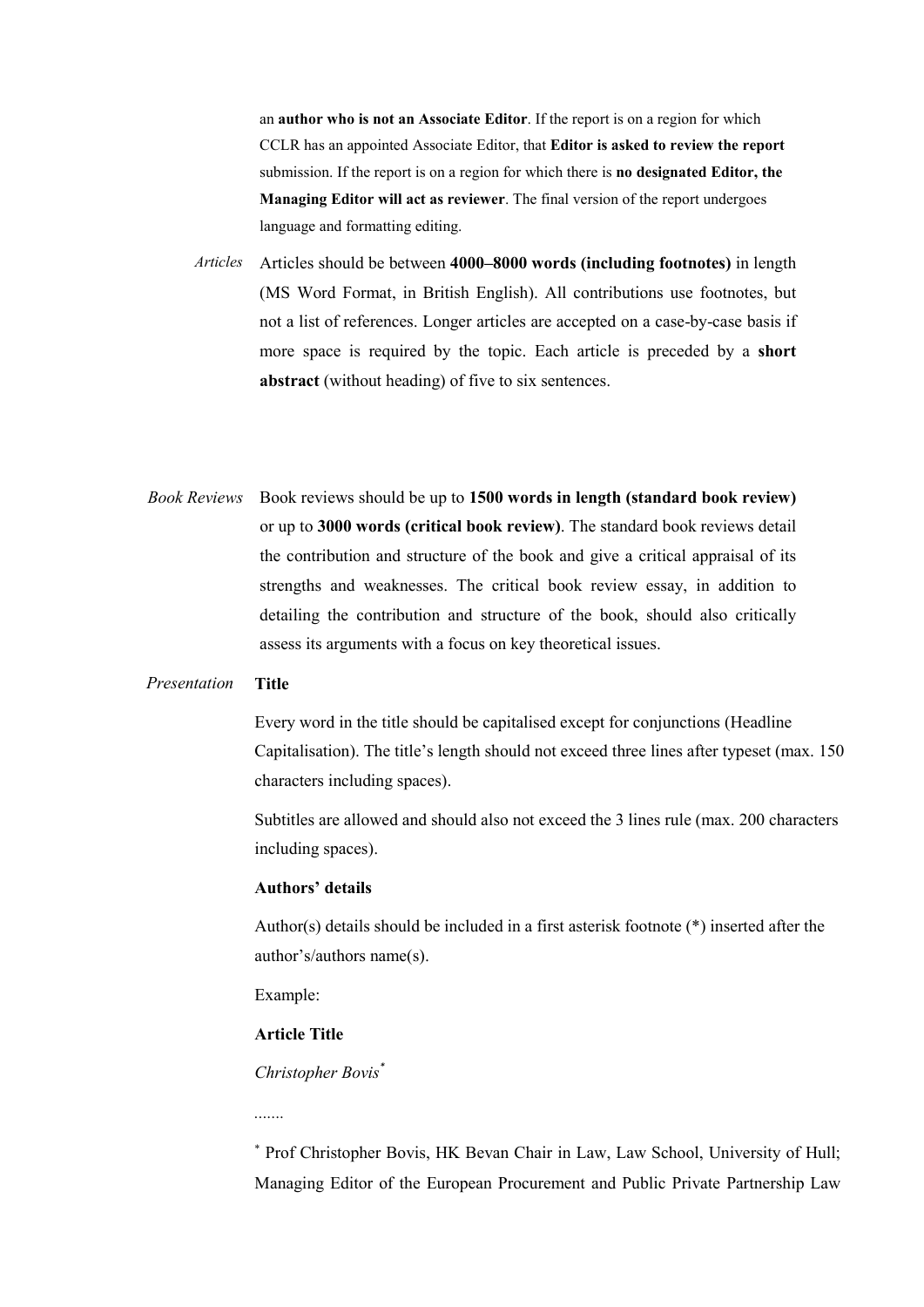an **author who is not an Associate Editor**. If the report is on a region for which CCLR has an appointed Associate Editor, that **Editor is asked to review the report** submission. If the report is on a region for which there is **no designated Editor, the Managing Editor will act as reviewer**. The final version of the report undergoes language and formatting editing.

*Articles*

Articles should be between **4000–8000 words (including footnotes)** in length (MS Word Format, in British English). All contributions use footnotes, but not a list of references. Longer articles are accepted on a case-by-case basis if more space is required by the topic. Each article is preceded by a **short abstract** (without heading) of five to six sentences.

*Book Reviews*

Book reviews should be up to **1500 words in length (standard book review)** or up to **3000 words (critical book review)**. The standard book reviews detail the contribution and structure of the book and give a critical appraisal of its strengths and weaknesses. The critical book review essay, in addition to detailing the contribution and structure of the book, should also critically assess its arguments with a focus on key theoretical issues.

*Presentation*

**Title**

Every word in the title should be capitalised except for conjunctions (Headline Capitalisation). The title's length should not exceed three lines after typeset (max. 150 characters including spaces).

Subtitles are allowed and should also not exceed the 3 lines rule (max. 200 characters including spaces).

**Authors' details**

Author(s) details should be included in a first asterisk footnote (*) inserted after the author's/authors name(s).

Example:

**Article Title**

*Christopher Bovis**

.......

* Prof Christopher Bovis, HK Bevan Chair in Law, Law School, University of Hull; Managing Editor of the European Procurement and Public Private Partnership Law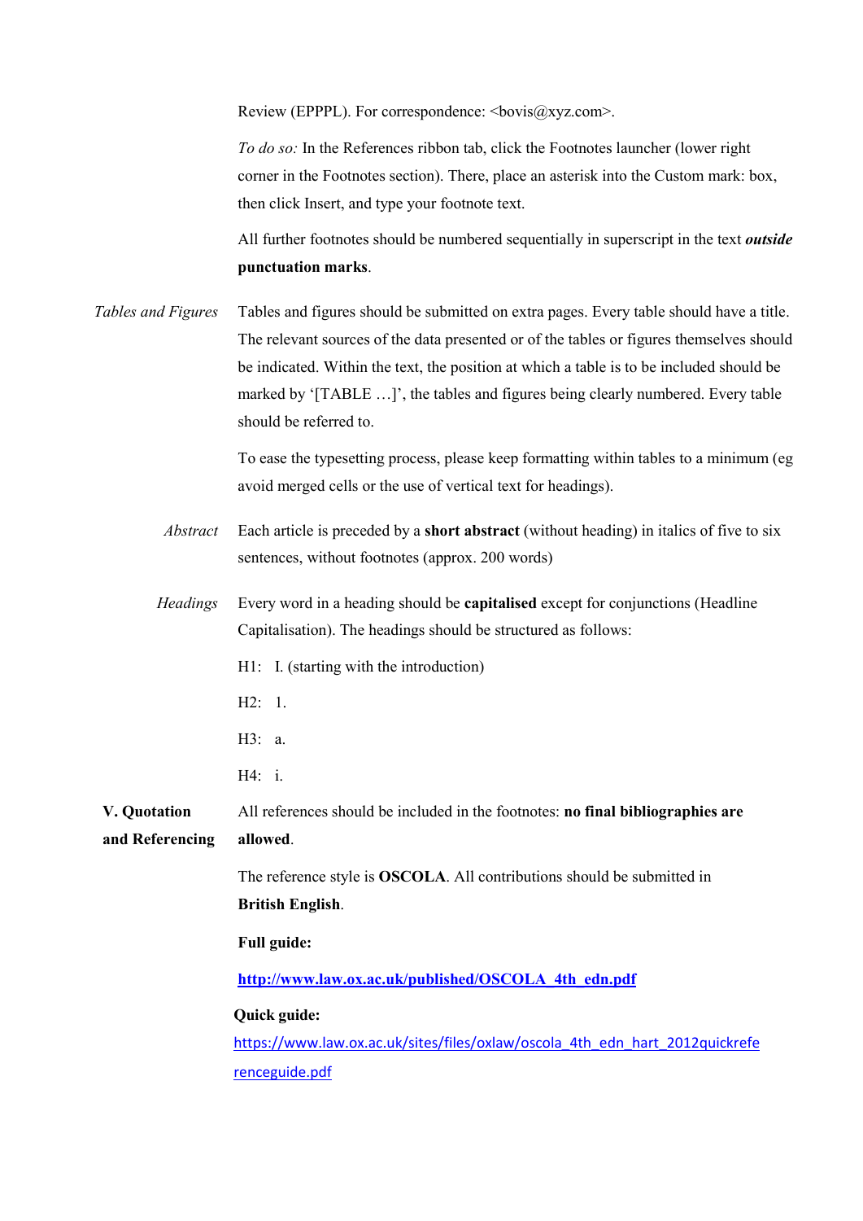Review (EPPPL). For correspondence: <bovis@xyz.com>.

*To do so:* In the References ribbon tab, click the Footnotes launcher (lower right corner in the Footnotes section). There, place an asterisk into the Custom mark: box, then click Insert, and type your footnote text.

All further footnotes should be numbered sequentially in superscript in the text ***outside*** **punctuation marks**.

*Tables and Figures*

Tables and figures should be submitted on extra pages. Every table should have a title. The relevant sources of the data presented or of the tables or figures themselves should be indicated. Within the text, the position at which a table is to be included should be marked by '[TABLE …]', the tables and figures being clearly numbered. Every table should be referred to.

To ease the typesetting process, please keep formatting within tables to a minimum (eg avoid merged cells or the use of vertical text for headings).

*Abstract*

Each article is preceded by a **short abstract** (without heading) in italics of five to six sentences, without footnotes (approx. 200 words)

*Headings*

Every word in a heading should be **capitalised** except for conjunctions (Headline Capitalisation). The headings should be structured as follows:

H1: I. (starting with the introduction)

H2: 1.

H3: a.

H4: i.

**V. Quotation and Referencing**

All references should be included in the footnotes: **no final bibliographies are allowed**.

The reference style is **OSCOLA**. All contributions should be submitted in **British English**.

**Full guide:**

**http://www.law.ox.ac.uk/published/OSCOLA_4th_edn.pdf**

**Quick guide:**

https://www.law.ox.ac.uk/sites/files/oxlaw/oscola_4th_edn_hart_2012quickreferenceguide.pdf